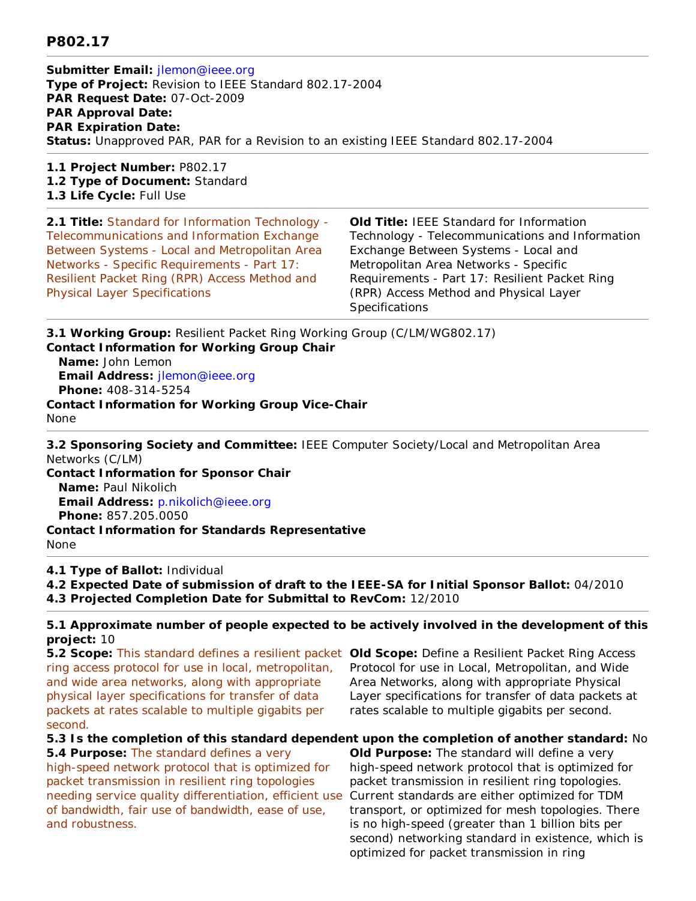## P802.17

**Submitter Email:** jlemon@ieee.org
**Type of Project:** Revision to IEEE Standard 802.17-2004
**PAR Request Date:** 07-Oct-2009
**PAR Approval Date:**
**PAR Expiration Date:**
**Status:** Unapproved PAR, PAR for a Revision to an existing IEEE Standard 802.17-2004

---

**1.1 Project Number:** P802.17
**1.2 Type of Document:** Standard
**1.3 Life Cycle:** Full Use

---

**2.1 Title:** Standard for Information Technology - Telecommunications and Information Exchange Between Systems - Local and Metropolitan Area Networks - Specific Requirements - Part 17: Resilient Packet Ring (RPR) Access Method and Physical Layer Specifications

**Old Title:** IEEE Standard for Information Technology - Telecommunications and Information Exchange Between Systems - Local and Metropolitan Area Networks - Specific Requirements - Part 17: Resilient Packet Ring (RPR) Access Method and Physical Layer Specifications

---

**3.1 Working Group:** Resilient Packet Ring Working Group (C/LM/WG802.17)
**Contact Information for Working Group Chair**
 **Name:** John Lemon
 **Email Address:** jlemon@ieee.org
 **Phone:** 408-314-5254
**Contact Information for Working Group Vice-Chair**
None

---

**3.2 Sponsoring Society and Committee:** IEEE Computer Society/Local and Metropolitan Area Networks (C/LM)
**Contact Information for Sponsor Chair**
 **Name:** Paul Nikolich
 **Email Address:** p.nikolich@ieee.org
 **Phone:** 857.205.0050
**Contact Information for Standards Representative**
None

---

**4.1 Type of Ballot:** Individual
**4.2 Expected Date of submission of draft to the IEEE-SA for Initial Sponsor Ballot:** 04/2010
**4.3 Projected Completion Date for Submittal to RevCom:** 12/2010

---

**5.1 Approximate number of people expected to be actively involved in the development of this project:** 10

**5.2 Scope:** This standard defines a resilient packet ring access protocol for use in local, metropolitan, and wide area networks, along with appropriate physical layer specifications for transfer of data packets at rates scalable to multiple gigabits per second.

**Old Scope:** Define a Resilient Packet Ring Access Protocol for use in Local, Metropolitan, and Wide Area Networks, along with appropriate Physical Layer specifications for transfer of data packets at rates scalable to multiple gigabits per second.

**5.3 Is the completion of this standard dependent upon the completion of another standard:** No

**5.4 Purpose:** The standard defines a very high-speed network protocol that is optimized for packet transmission in resilient ring topologies needing service quality differentiation, efficient use of bandwidth, fair use of bandwidth, ease of use, and robustness.

**Old Purpose:** The standard will define a very high-speed network protocol that is optimized for packet transmission in resilient ring topologies. Current standards are either optimized for TDM transport, or optimized for mesh topologies. There is no high-speed (greater than 1 billion bits per second) networking standard in existence, which is optimized for packet transmission in ring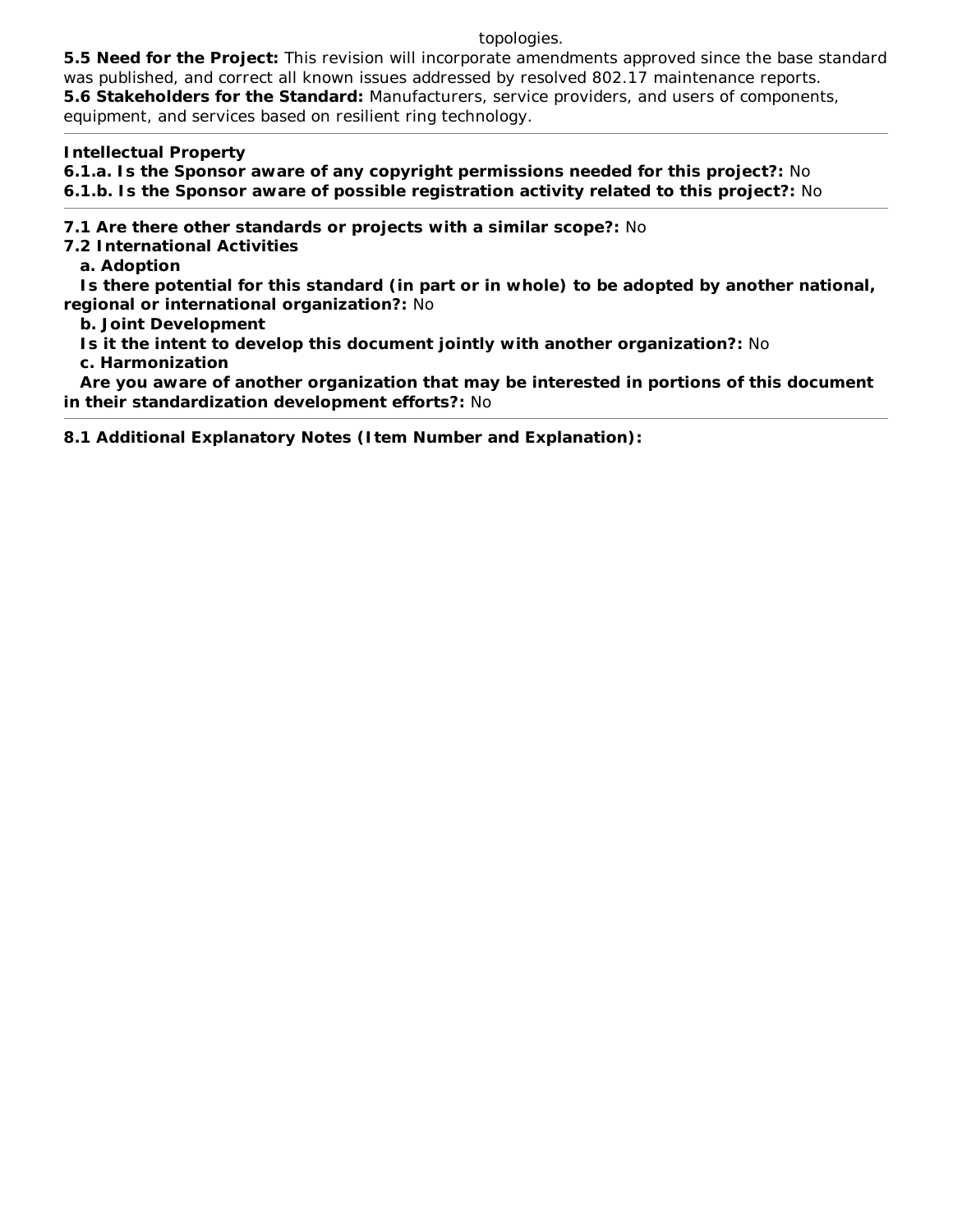topologies.

**5.5 Need for the Project:** This revision will incorporate amendments approved since the base standard was published, and correct all known issues addressed by resolved 802.17 maintenance reports.
**5.6 Stakeholders for the Standard:** Manufacturers, service providers, and users of components, equipment, and services based on resilient ring technology.

---

**Intellectual Property**
**6.1.a. Is the Sponsor aware of any copyright permissions needed for this project?:** No
**6.1.b. Is the Sponsor aware of possible registration activity related to this project?:** No

---

**7.1 Are there other standards or projects with a similar scope?:** No
**7.2 International Activities**
**a. Adoption**
**Is there potential for this standard (in part or in whole) to be adopted by another national, regional or international organization?:** No
**b. Joint Development**
**Is it the intent to develop this document jointly with another organization?:** No
**c. Harmonization**
**Are you aware of another organization that may be interested in portions of this document in their standardization development efforts?:** No

---

**8.1 Additional Explanatory Notes (Item Number and Explanation):**